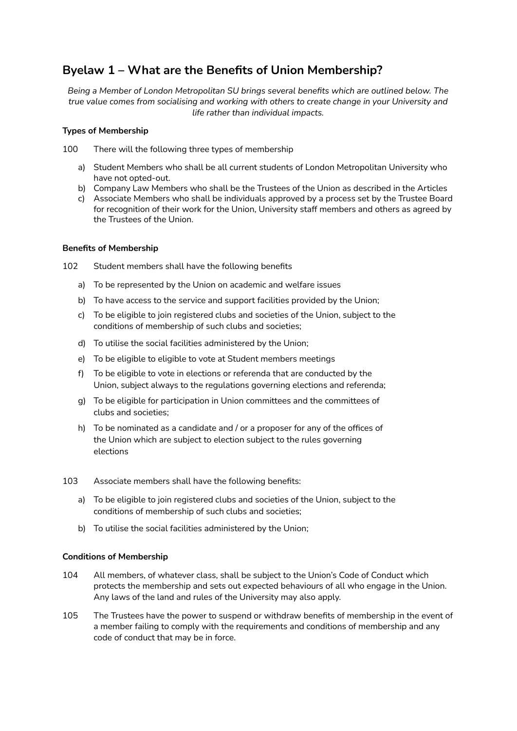## Byelaw 1 – What are the Benefits of Union Membership?

*Being a Member of London Metropolitan SU brings several benefits which are outlined below. The true value comes from socialising and working with others to create change in your University and life rather than individual impacts.*

**Types of Membership**

100 There will the following three types of membership

a) Student Members who shall be all current students of London Metropolitan University who have not opted-out.
b) Company Law Members who shall be the Trustees of the Union as described in the Articles
c) Associate Members who shall be individuals approved by a process set by the Trustee Board for recognition of their work for the Union, University staff members and others as agreed by the Trustees of the Union.

**Benefits of Membership**

102 Student members shall have the following benefits

a) To be represented by the Union on academic and welfare issues
b) To have access to the service and support facilities provided by the Union;
c) To be eligible to join registered clubs and societies of the Union, subject to the conditions of membership of such clubs and societies;
d) To utilise the social facilities administered by the Union;
e) To be eligible to eligible to vote at Student members meetings
f) To be eligible to vote in elections or referenda that are conducted by the Union, subject always to the regulations governing elections and referenda;
g) To be eligible for participation in Union committees and the committees of clubs and societies;
h) To be nominated as a candidate and / or a proposer for any of the offices of the Union which are subject to election subject to the rules governing elections

103 Associate members shall have the following benefits:

a) To be eligible to join registered clubs and societies of the Union, subject to the conditions of membership of such clubs and societies;
b) To utilise the social facilities administered by the Union;

**Conditions of Membership**

104 All members, of whatever class, shall be subject to the Union's Code of Conduct which protects the membership and sets out expected behaviours of all who engage in the Union. Any laws of the land and rules of the University may also apply.

105 The Trustees have the power to suspend or withdraw benefits of membership in the event of a member failing to comply with the requirements and conditions of membership and any code of conduct that may be in force.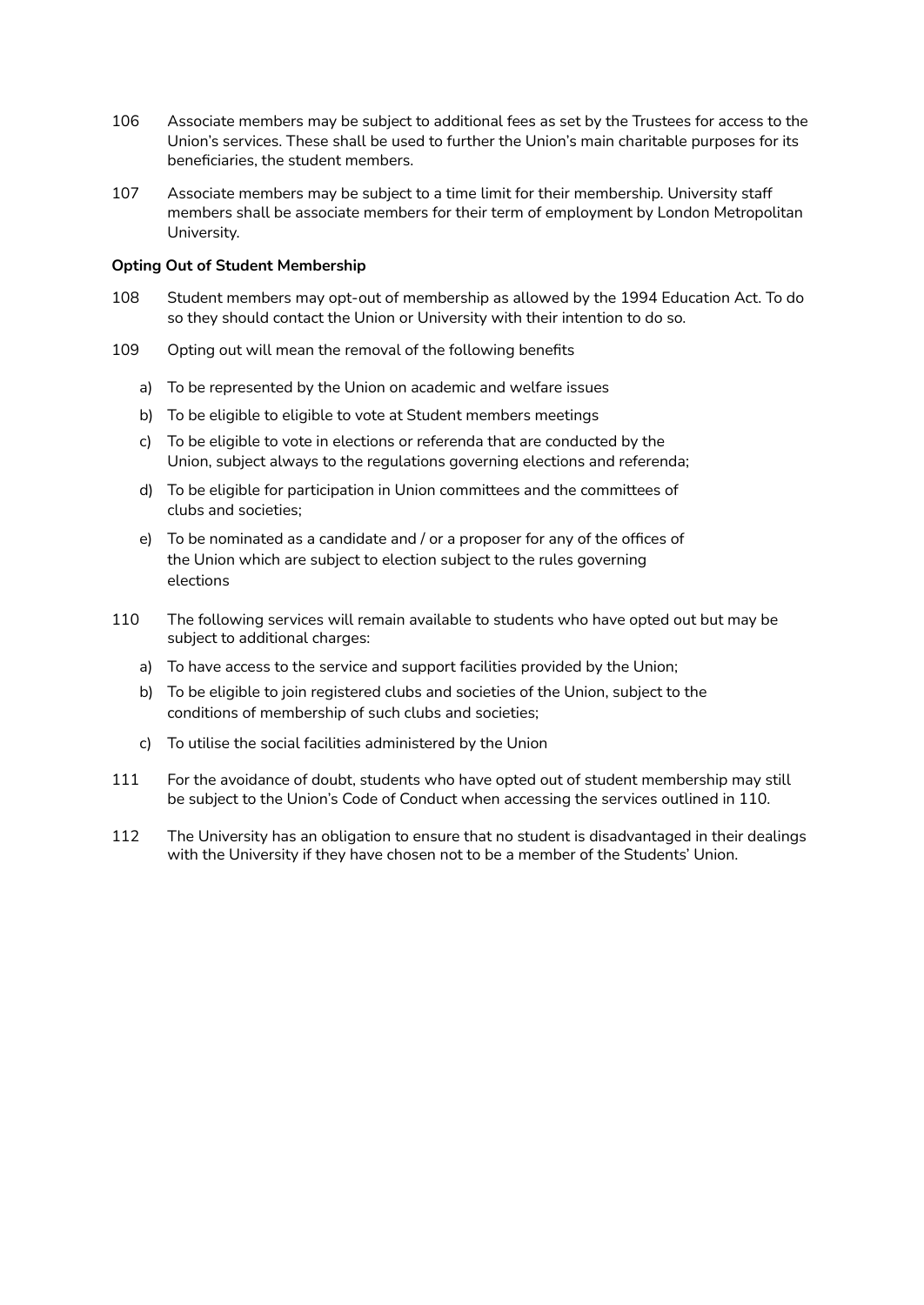106 Associate members may be subject to additional fees as set by the Trustees for access to the Union's services. These shall be used to further the Union's main charitable purposes for its beneficiaries, the student members.

107 Associate members may be subject to a time limit for their membership. University staff members shall be associate members for their term of employment by London Metropolitan University.

**Opting Out of Student Membership**

108 Student members may opt-out of membership as allowed by the 1994 Education Act. To do so they should contact the Union or University with their intention to do so.

109 Opting out will mean the removal of the following benefits

a) To be represented by the Union on academic and welfare issues

b) To be eligible to eligible to vote at Student members meetings

c) To be eligible to vote in elections or referenda that are conducted by the Union, subject always to the regulations governing elections and referenda;

d) To be eligible for participation in Union committees and the committees of clubs and societies;

e) To be nominated as a candidate and / or a proposer for any of the offices of the Union which are subject to election subject to the rules governing elections

110 The following services will remain available to students who have opted out but may be subject to additional charges:

a) To have access to the service and support facilities provided by the Union;

b) To be eligible to join registered clubs and societies of the Union, subject to the conditions of membership of such clubs and societies;

c) To utilise the social facilities administered by the Union

111 For the avoidance of doubt, students who have opted out of student membership may still be subject to the Union's Code of Conduct when accessing the services outlined in 110.

112 The University has an obligation to ensure that no student is disadvantaged in their dealings with the University if they have chosen not to be a member of the Students' Union.